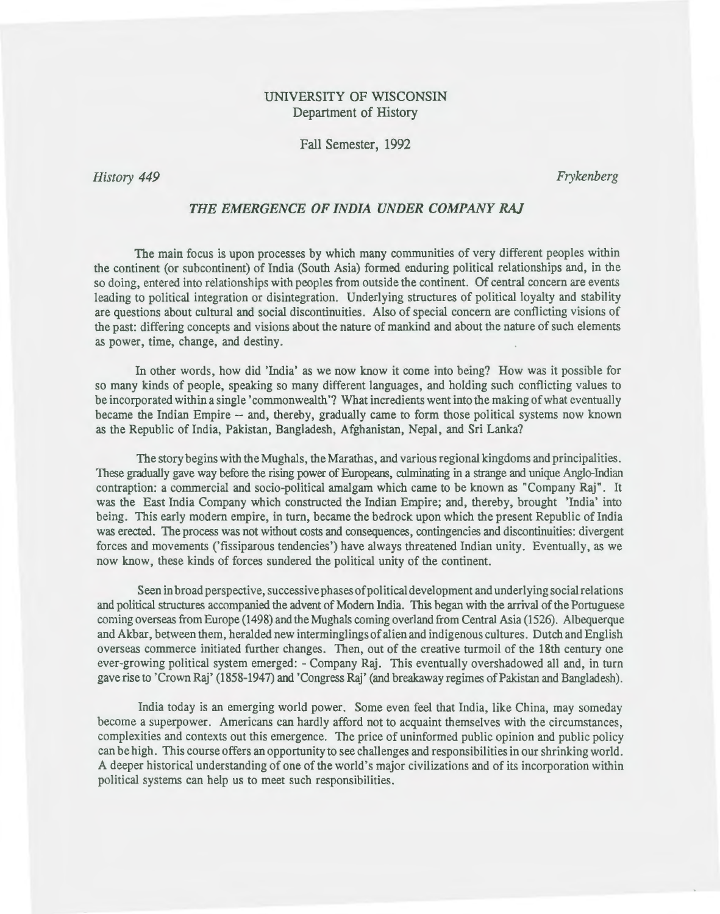UNIVERSITY OF WISCONSIN
Department of History

Fall Semester, 1992

*History 449* *Frykenberg*

# *THE EMERGENCE OF INDIA UNDER COMPANY RAJ*

The main focus is upon processes by which many communities of very different peoples within the continent (or subcontinent) of India (South Asia) formed enduring political relationships and, in the so doing, entered into relationships with peoples from outside the continent. Of central concern are events leading to political integration or disintegration. Underlying structures of political loyalty and stability are questions about cultural and social discontinuities. Also of special concern are conflicting visions of the past: differing concepts and visions about the nature of mankind and about the nature of such elements as power, time, change, and destiny.

In other words, how did 'India' as we now know it come into being? How was it possible for so many kinds of people, speaking so many different languages, and holding such conflicting values to be incorporated within a single 'commonwealth'? What incredients went into the making of what eventually became the Indian Empire -- and, thereby, gradually came to form those political systems now known as the Republic of India, Pakistan, Bangladesh, Afghanistan, Nepal, and Sri Lanka?

The story begins with the Mughals, the Marathas, and various regional kingdoms and principalities. These gradually gave way before the rising power of Europeans, culminating in a strange and unique Anglo-Indian contraption: a commercial and socio-political amalgam which came to be known as "Company Raj". It was the East India Company which constructed the Indian Empire; and, thereby, brought 'India' into being. This early modern empire, in turn, became the bedrock upon which the present Republic of India was erected. The process was not without costs and consequences, contingencies and discontinuities: divergent forces and movements ('fissiparous tendencies') have always threatened Indian unity. Eventually, as we now know, these kinds of forces sundered the political unity of the continent.

Seen in broad perspective, successive phases of political development and underlying social relations and political structures accompanied the advent of Modern India. This began with the arrival of the Portuguese coming overseas from Europe (1498) and the Mughals coming overland from Central Asia (1526). Albequerque and Akbar, between them, heralded new interminglings of alien and indigenous cultures. Dutch and English overseas commerce initiated further changes. Then, out of the creative turmoil of the 18th century one ever-growing political system emerged: - Company Raj. This eventually overshadowed all and, in turn gave rise to 'Crown Raj' (1858-1947) and 'Congress Raj' (and breakaway regimes of Pakistan and Bangladesh).

India today is an emerging world power. Some even feel that India, like China, may someday become a superpower. Americans can hardly afford not to acquaint themselves with the circumstances, complexities and contexts out this emergence. The price of uninformed public opinion and public policy can be high. This course offers an opportunity to see challenges and responsibilities in our shrinking world. A deeper historical understanding of one of the world's major civilizations and of its incorporation within political systems can help us to meet such responsibilities.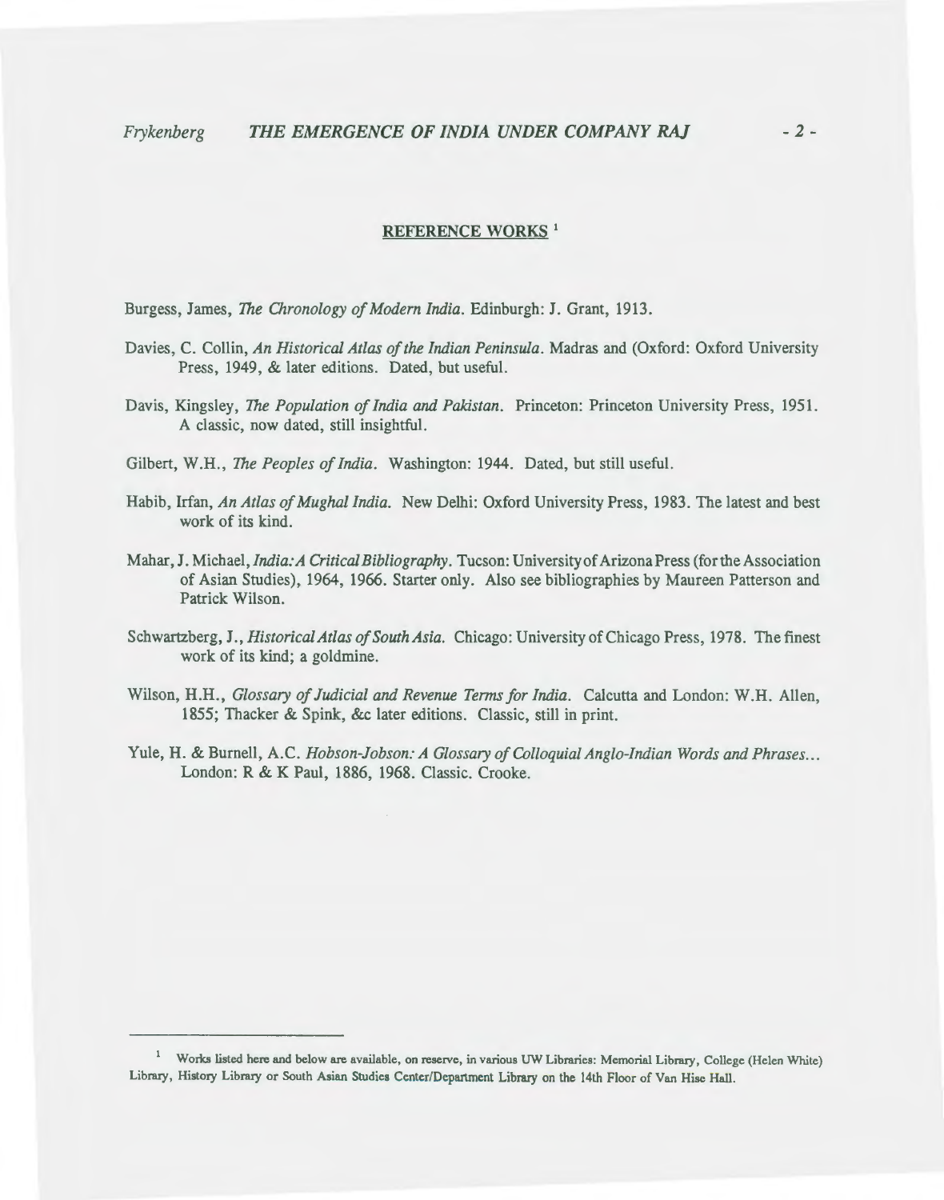## REFERENCE WORKS [1]

Burgess, James, *The Chronology of Modern India*. Edinburgh: J. Grant, 1913.

Davies, C. Collin, *An Historical Atlas of the Indian Peninsula*. Madras and (Oxford: Oxford University Press, 1949, & later editions. Dated, but useful.

Davis, Kingsley, *The Population of India and Pakistan*. Princeton: Princeton University Press, 1951. A classic, now dated, still insightful.

Gilbert, W.H., *The Peoples of India*. Washington: 1944. Dated, but still useful.

Habib, Irfan, *An Atlas of Mughal India*. New Delhi: Oxford University Press, 1983. The latest and best work of its kind.

Mahar, J. Michael, *India: A Critical Bibliography*. Tucson: University of Arizona Press (for the Association of Asian Studies), 1964, 1966. Starter only. Also see bibliographies by Maureen Patterson and Patrick Wilson.

Schwartzberg, J., *Historical Atlas of South Asia*. Chicago: University of Chicago Press, 1978. The finest work of its kind; a goldmine.

Wilson, H.H., *Glossary of Judicial and Revenue Terms for India*. Calcutta and London: W.H. Allen, 1855; Thacker & Spink, &c later editions. Classic, still in print.

Yule, H. & Burnell, A.C. *Hobson-Jobson: A Glossary of Colloquial Anglo-Indian Words and Phrases...* London: R & K Paul, 1886, 1968. Classic. Crooke.

---

[1] Works listed here and below are available, on reserve, in various UW Libraries: Memorial Library, College (Helen White) Library, History Library or South Asian Studies Center/Department Library on the 14th Floor of Van Hise Hall.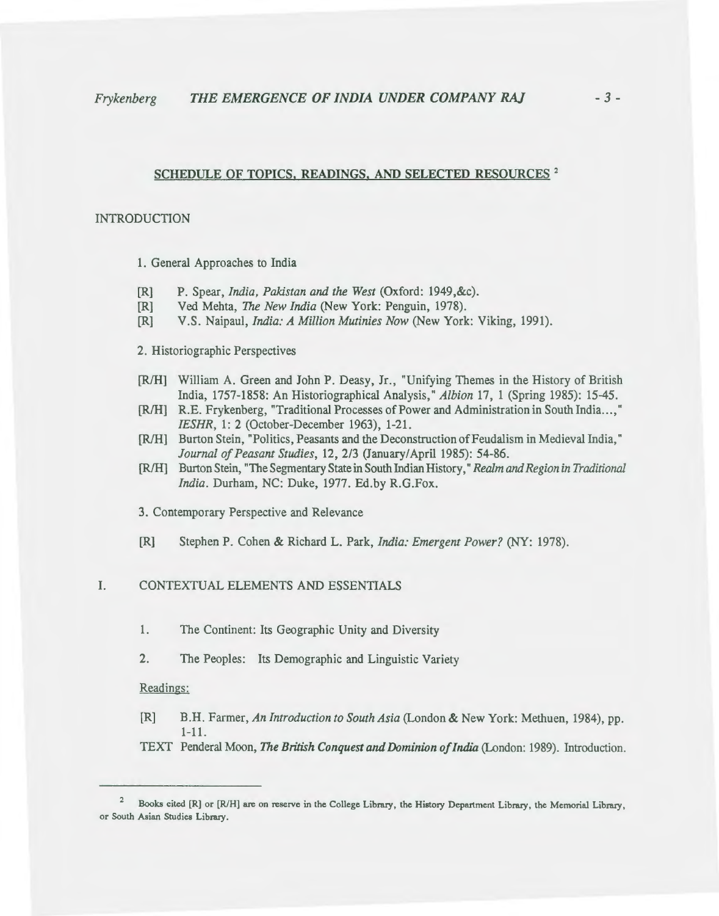## SCHEDULE OF TOPICS, READINGS, AND SELECTED RESOURCES [2]

### INTRODUCTION

1. General Approaches to India

[R] P. Spear, *India, Pakistan and the West* (Oxford: 1949,&c).
[R] Ved Mehta, *The New India* (New York: Penguin, 1978).
[R] V.S. Naipaul, *India: A Million Mutinies Now* (New York: Viking, 1991).

2. Historiographic Perspectives

[R/H] William A. Green and John P. Deasy, Jr., "Unifying Themes in the History of British India, 1757-1858: An Historiographical Analysis," *Albion* 17, 1 (Spring 1985): 15-45.
[R/H] R.E. Frykenberg, "Traditional Processes of Power and Administration in South India...," *IESHR*, 1: 2 (October-December 1963), 1-21.
[R/H] Burton Stein, "Politics, Peasants and the Deconstruction of Feudalism in Medieval India," *Journal of Peasant Studies*, 12, 2/3 (January/April 1985): 54-86.
[R/H] Burton Stein, "The Segmentary State in South Indian History," *Realm and Region in Traditional India*. Durham, NC: Duke, 1977. Ed.by R.G.Fox.

3. Contemporary Perspective and Relevance

[R] Stephen P. Cohen & Richard L. Park, *India: Emergent Power?* (NY: 1978).

### I. CONTEXTUAL ELEMENTS AND ESSENTIALS

1. The Continent: Its Geographic Unity and Diversity
2. The Peoples: Its Demographic and Linguistic Variety

Readings:

[R] B.H. Farmer, *An Introduction to South Asia* (London & New York: Methuen, 1984), pp. 1-11.
TEXT Penderal Moon, ***The British Conquest and Dominion of India*** (London: 1989). Introduction.

---

[2] Books cited [R] or [R/H] are on reserve in the College Library, the History Department Library, the Memorial Library, or South Asian Studies Library.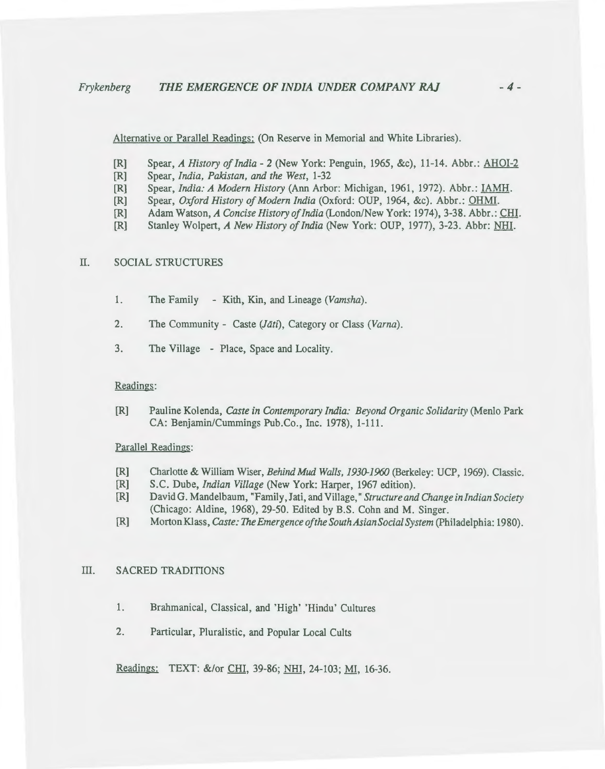<u>Alternative or Parallel Readings:</u> (On Reserve in Memorial and White Libraries).

[R] Spear, *A History of India - 2* (New York: Penguin, 1965, &c), 11-14. Abbr.: <u>AHOI-2</u>
[R] Spear, *India, Pakistan, and the West*, 1-32
[R] Spear, *India: A Modern History* (Ann Arbor: Michigan, 1961, 1972). Abbr.: <u>IAMH</u>.
[R] Spear, *Oxford History of Modern India* (Oxford: OUP, 1964, &c). Abbr.: <u>OHMI</u>.
[R] Adam Watson, *A Concise History of India* (London/New York: 1974), 3-38. Abbr.: <u>CHI</u>.
[R] Stanley Wolpert, *A New History of India* (New York: OUP, 1977), 3-23. Abbr: <u>NHI</u>.

## II. SOCIAL STRUCTURES

1. The Family - Kith, Kin, and Lineage (*Vamsha*).

2. The Community - Caste (*Jāti*), Category or Class (*Varna*).

3. The Village - Place, Space and Locality.

<u>Readings:</u>

[R] Pauline Kolenda, *Caste in Contemporary India: Beyond Organic Solidarity* (Menlo Park CA: Benjamin/Cummings Pub.Co., Inc. 1978), 1-111.

<u>Parallel Readings:</u>

[R] Charlotte & William Wiser, *Behind Mud Walls, 1930-1960* (Berkeley: UCP, 1969). Classic.
[R] S.C. Dube, *Indian Village* (New York: Harper, 1967 edition).
[R] David G. Mandelbaum, "Family, Jati, and Village," *Structure and Change in Indian Society* (Chicago: Aldine, 1968), 29-50. Edited by B.S. Cohn and M. Singer.
[R] Morton Klass, *Caste: The Emergence of the South Asian Social System* (Philadelphia: 1980).

## III. SACRED TRADITIONS

1. Brahmanical, Classical, and 'High' 'Hindu' Cultures

2. Particular, Pluralistic, and Popular Local Cults

<u>Readings:</u> TEXT: &/or <u>CHI</u>, 39-86; <u>NHI</u>, 24-103; <u>MI</u>, 16-36.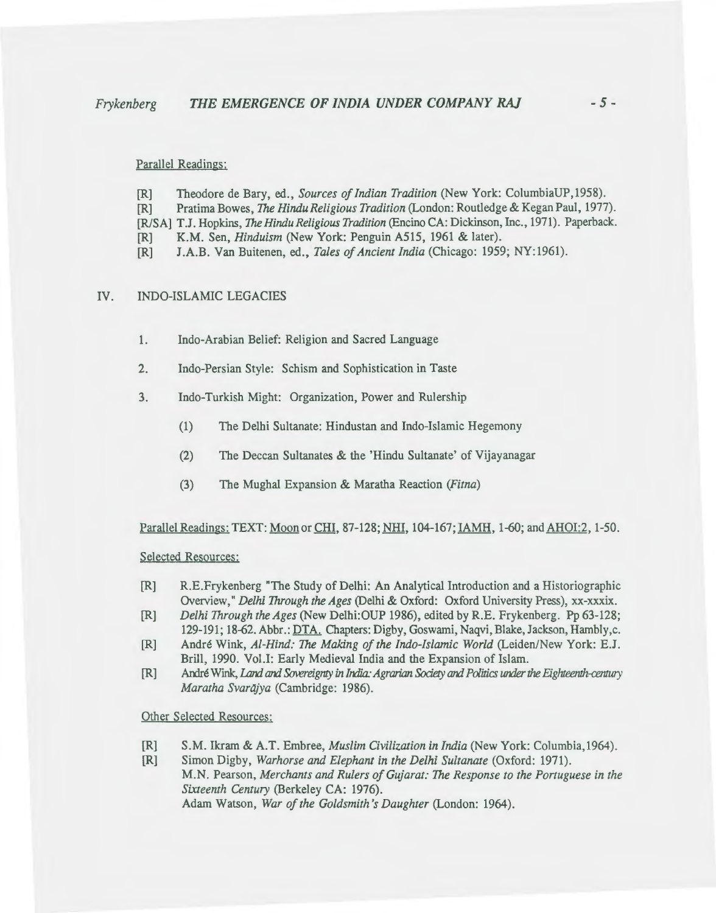Parallel Readings:

[R] Theodore de Bary, ed., *Sources of Indian Tradition* (New York: ColumbiaUP,1958).
[R] Pratima Bowes, *The Hindu Religious Tradition* (London: Routledge & Kegan Paul, 1977).
[R/SA] T.J. Hopkins, *The Hindu Religious Tradition* (Encino CA: Dickinson, Inc., 1971). Paperback.
[R] K.M. Sen, *Hinduism* (New York: Penguin A515, 1961 & later).
[R] J.A.B. Van Buitenen, ed., *Tales of Ancient India* (Chicago: 1959; NY:1961).

## IV. INDO-ISLAMIC LEGACIES

1. Indo-Arabian Belief: Religion and Sacred Language

2. Indo-Persian Style: Schism and Sophistication in Taste

3. Indo-Turkish Might: Organization, Power and Rulership

   (1) The Delhi Sultanate: Hindustan and Indo-Islamic Hegemony

   (2) The Deccan Sultanates & the 'Hindu Sultanate' of Vijayanagar

   (3) The Mughal Expansion & Maratha Reaction (*Fitna*)

Parallel Readings: TEXT: Moon or CHI, 87-128; NHI, 104-167; IAMH, 1-60; and AHOI:2, 1-50.

Selected Resources:

[R] R.E.Frykenberg "The Study of Delhi: An Analytical Introduction and a Historiographic Overview," *Delhi Through the Ages* (Delhi & Oxford: Oxford University Press), xx-xxxix.
[R] *Delhi Through the Ages* (New Delhi:OUP 1986), edited by R.E. Frykenberg. Pp 63-128; 129-191; 18-62. Abbr.: DTA. Chapters: Digby, Goswami, Naqvi, Blake, Jackson, Hambly,c.
[R] André Wink, *Al-Hind: The Making of the Indo-Islamic World* (Leiden/New York: E.J. Brill, 1990. Vol.I: Early Medieval India and the Expansion of Islam.
[R] André Wink, *Land and Sovereignty in India: Agrarian Society and Politics under the Eighteenth-century Maratha Svarājya* (Cambridge: 1986).

Other Selected Resources:

[R] S.M. Ikram & A.T. Embree, *Muslim Civilization in India* (New York: Columbia,1964).
[R] Simon Digby, *Warhorse and Elephant in the Delhi Sultanate* (Oxford: 1971).
M.N. Pearson, *Merchants and Rulers of Gujarat: The Response to the Portuguese in the Sixteenth Century* (Berkeley CA: 1976).
Adam Watson, *War of the Goldsmith's Daughter* (London: 1964).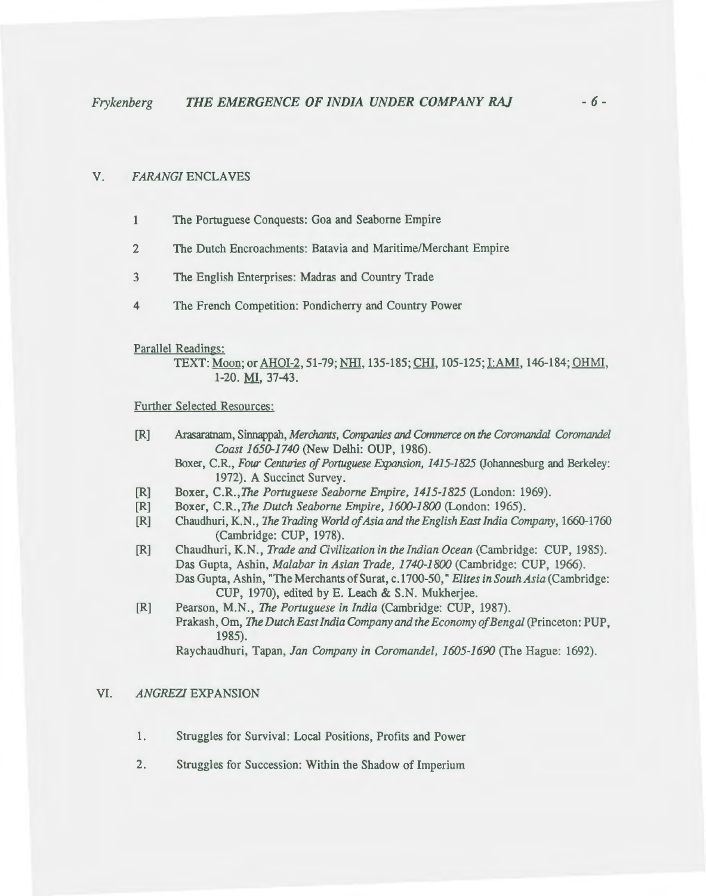## V. *FARANGI* ENCLAVES

1. The Portuguese Conquests: Goa and Seaborne Empire
2. The Dutch Encroachments: Batavia and Maritime/Merchant Empire
3. The English Enterprises: Madras and Country Trade
4. The French Competition: Pondicherry and Country Power

Parallel Readings:

TEXT: Moon; or AHOI-2, 51-79; NHI, 135-185; CHI, 105-125; I:AMI, 146-184; OHMI, 1-20. MI, 37-43.

Further Selected Resources:

- [R] Arasaratnam, Sinnappah, *Merchants, Companies and Commerce on the Coromandal Coromandel Coast 1650-1740* (New Delhi: OUP, 1986).
  - Boxer, C.R., *Four Centuries of Portuguese Expansion, 1415-1825* (Johannesburg and Berkeley: 1972). A Succinct Survey.
- [R] Boxer, C.R., *The Portuguese Seaborne Empire, 1415-1825* (London: 1969).
- [R] Boxer, C.R., *The Dutch Seaborne Empire, 1600-1800* (London: 1965).
- [R] Chaudhuri, K.N., *The Trading World of Asia and the English East India Company*, 1660-1760 (Cambridge: CUP, 1978).
- [R] Chaudhuri, K.N., *Trade and Civilization in the Indian Ocean* (Cambridge: CUP, 1985).
  - Das Gupta, Ashin, *Malabar in Asian Trade, 1740-1800* (Cambridge: CUP, 1966).
  - Das Gupta, Ashin, "The Merchants of Surat, c.1700-50," *Elites in South Asia* (Cambridge: CUP, 1970), edited by E. Leach & S.N. Mukherjee.
- [R] Pearson, M.N., *The Portuguese in India* (Cambridge: CUP, 1987).
  - Prakash, Om, *The Dutch East India Company and the Economy of Bengal* (Princeton: PUP, 1985).
  - Raychaudhuri, Tapan, *Jan Company in Coromandel, 1605-1690* (The Hague: 1692).

## VI. *ANGREZI* EXPANSION

1. Struggles for Survival: Local Positions, Profits and Power
2. Struggles for Succession: Within the Shadow of Imperium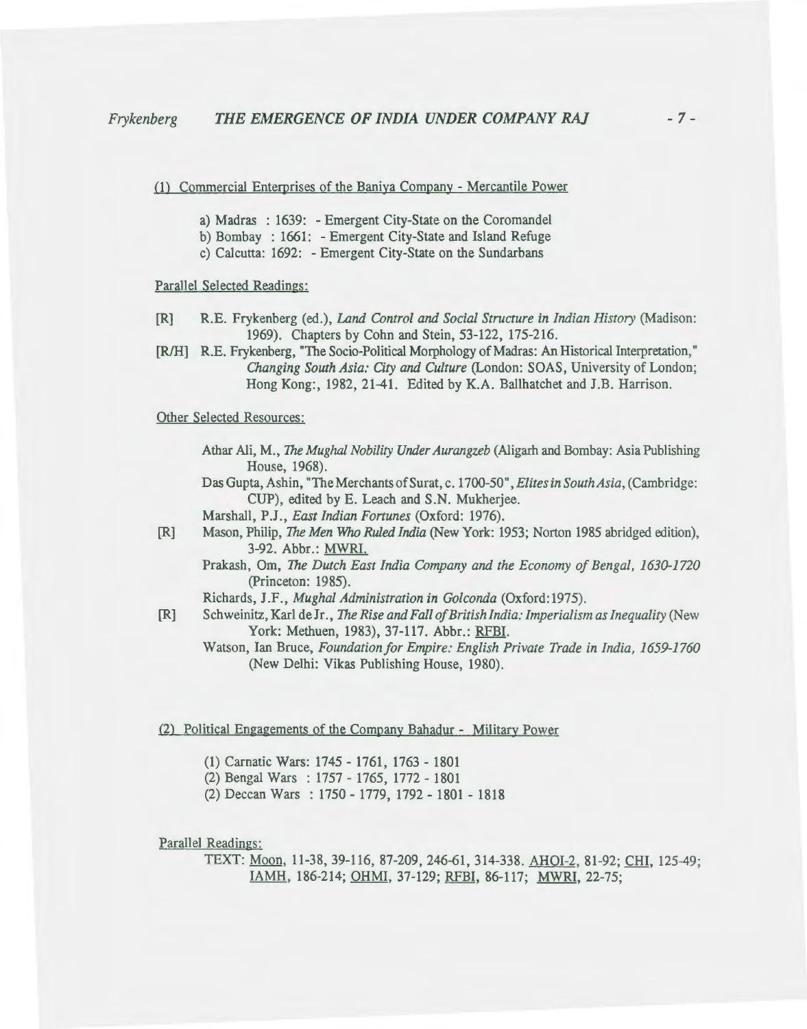(1) Commercial Enterprises of the Baniya Company - Mercantile Power

- a) Madras : 1639: - Emergent City-State on the Coromandel
- b) Bombay : 1661: - Emergent City-State and Island Refuge
- c) Calcutta: 1692: - Emergent City-State on the Sundarbans

Parallel Selected Readings:

[R] R.E. Frykenberg (ed.), *Land Control and Social Structure in Indian History* (Madison: 1969). Chapters by Cohn and Stein, 53-122, 175-216.

[R/H] R.E. Frykenberg, "The Socio-Political Morphology of Madras: An Historical Interpretation," *Changing South Asia: City and Culture* (London: SOAS, University of London; Hong Kong:, 1982, 21-41. Edited by K.A. Ballhatchet and J.B. Harrison.

Other Selected Resources:

Athar Ali, M., *The Mughal Nobility Under Aurangzeb* (Aligarh and Bombay: Asia Publishing House, 1968).

Das Gupta, Ashin, "The Merchants of Surat, c. 1700-50", *Elites in South Asia*, (Cambridge: CUP), edited by E. Leach and S.N. Mukherjee.

Marshall, P.J., *East Indian Fortunes* (Oxford: 1976).

[R] Mason, Philip, *The Men Who Ruled India* (New York: 1953; Norton 1985 abridged edition), 3-92. Abbr.: MWRI.

Prakash, Om, *The Dutch East India Company and the Economy of Bengal, 1630-1720* (Princeton: 1985).

Richards, J.F., *Mughal Administration in Golconda* (Oxford:1975).

[R] Schweinitz, Karl de Jr., *The Rise and Fall of British India: Imperialism as Inequality* (New York: Methuen, 1983), 37-117. Abbr.: RFBI.

Watson, Ian Bruce, *Foundation for Empire: English Private Trade in India, 1659-1760* (New Delhi: Vikas Publishing House, 1980).

(2) Political Engagements of the Company Bahadur - Military Power

- (1) Carnatic Wars: 1745 - 1761, 1763 - 1801
- (2) Bengal Wars : 1757 - 1765, 1772 - 1801
- (2) Deccan Wars : 1750 - 1779, 1792 - 1801 - 1818

Parallel Readings:

TEXT: Moon, 11-38, 39-116, 87-209, 246-61, 314-338. AHOI-2, 81-92; CHI, 125-49; IAMH, 186-214; OHMI, 37-129; RFBI, 86-117; MWRI, 22-75;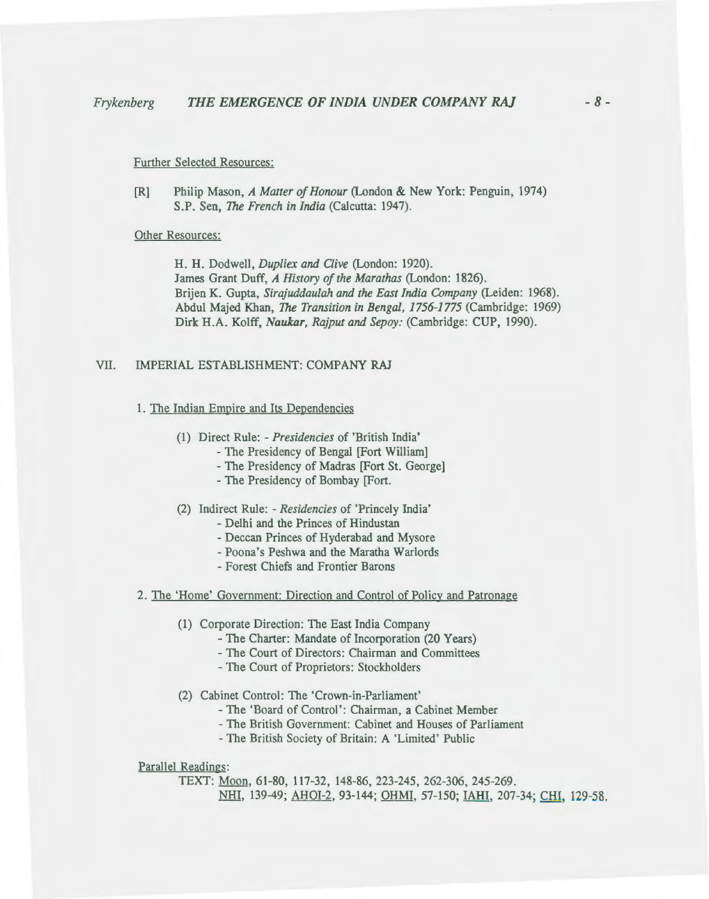Further Selected Resources:

[R] Philip Mason, *A Matter of Honour* (London & New York: Penguin, 1974)
S.P. Sen, *The French in India* (Calcutta: 1947).

Other Resources:

H. H. Dodwell, *Dupliex and Clive* (London: 1920).
James Grant Duff, *A History of the Marathas* (London: 1826).
Brijen K. Gupta, *Sirajuddaulah and the East India Company* (Leiden: 1968).
Abdul Majed Khan, *The Transition in Bengal, 1756-1775* (Cambridge: 1969)
Dirk H.A. Kolff, *Naukar, Rajput and Sepoy:* (Cambridge: CUP, 1990).

## VII. IMPERIAL ESTABLISHMENT: COMPANY RAJ

1. The Indian Empire and Its Dependencies

    (1) Direct Rule: - *Presidencies* of 'British India'
    - The Presidency of Bengal [Fort William]
    - The Presidency of Madras [Fort St. George]
    - The Presidency of Bombay [Fort.

    (2) Indirect Rule: - *Residencies* of 'Princely India'
    - Delhi and the Princes of Hindustan
    - Deccan Princes of Hyderabad and Mysore
    - Poona's Peshwa and the Maratha Warlords
    - Forest Chiefs and Frontier Barons

2. The 'Home' Government: Direction and Control of Policy and Patronage

    (1) Corporate Direction: The East India Company
    - The Charter: Mandate of Incorporation (20 Years)
    - The Court of Directors: Chairman and Committees
    - The Court of Proprietors: Stockholders

    (2) Cabinet Control: The 'Crown-in-Parliament'
    - The 'Board of Control': Chairman, a Cabinet Member
    - The British Government: Cabinet and Houses of Parliament
    - The British Society of Britain: A 'Limited' Public

Parallel Readings:

TEXT: Moon, 61-80, 117-32, 148-86, 223-245, 262-306, 245-269.
NHI, 139-49; AHOI-2, 93-144; OHMI, 57-150; IAHI, 207-34; CHI, 129-58.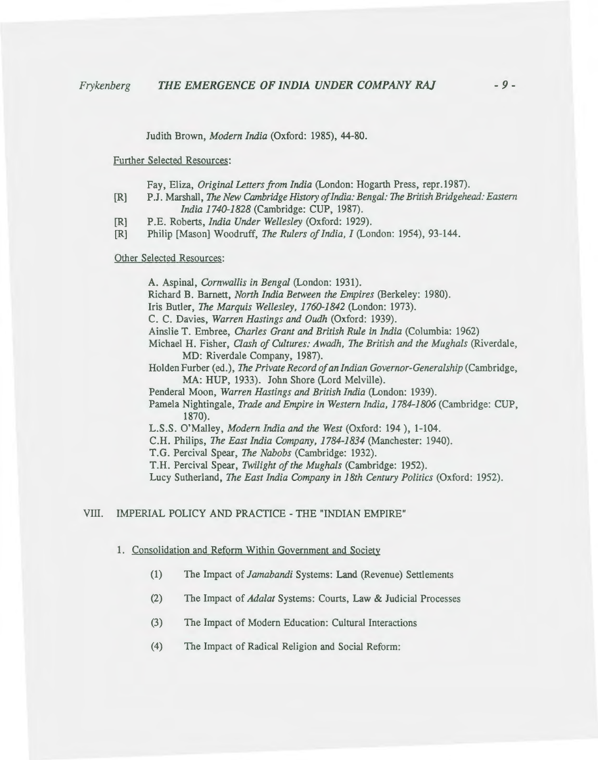Judith Brown, *Modern India* (Oxford: 1985), 44-80.

Further Selected Resources:

Fay, Eliza, *Original Letters from India* (London: Hogarth Press, repr.1987).

[R] P.J. Marshall, *The New Cambridge History of India: Bengal: The British Bridgehead: Eastern India 1740-1828* (Cambridge: CUP, 1987).

[R] P.E. Roberts, *India Under Wellesley* (Oxford: 1929).

[R] Philip [Mason] Woodruff, *The Rulers of India, I* (London: 1954), 93-144.

Other Selected Resources:

A. Aspinal, *Cornwallis in Bengal* (London: 1931).

Richard B. Barnett, *North India Between the Empires* (Berkeley: 1980).

Iris Butler, *The Marquis Wellesley, 1760-1842* (London: 1973).

C. C. Davies, *Warren Hastings and Oudh* (Oxford: 1939).

Ainslie T. Embree, *Charles Grant and British Rule in India* (Columbia: 1962)

Michael H. Fisher, *Clash of Cultures: Awadh, The British and the Mughals* (Riverdale, MD: Riverdale Company, 1987).

Holden Furber (ed.), *The Private Record of an Indian Governor-Generalship* (Cambridge, MA: HUP, 1933). John Shore (Lord Melville).

Penderal Moon, *Warren Hastings and British India* (London: 1939).

Pamela Nightingale, *Trade and Empire in Western India, 1784-1806* (Cambridge: CUP, 1870).

L.S.S. O'Malley, *Modern India and the West* (Oxford: 194 ), 1-104.

C.H. Philips, *The East India Company, 1784-1834* (Manchester: 1940).

T.G. Percival Spear, *The Nabobs* (Cambridge: 1932).

T.H. Percival Spear, *Twilight of the Mughals* (Cambridge: 1952).

Lucy Sutherland, *The East India Company in 18th Century Politics* (Oxford: 1952).

## VIII. IMPERIAL POLICY AND PRACTICE - THE "INDIAN EMPIRE"

1. Consolidation and Reform Within Government and Society

   (1) The Impact of *Jamabandi* Systems: Land (Revenue) Settlements

   (2) The Impact of *Adalat* Systems: Courts, Law & Judicial Processes

   (3) The Impact of Modern Education: Cultural Interactions

   (4) The Impact of Radical Religion and Social Reform: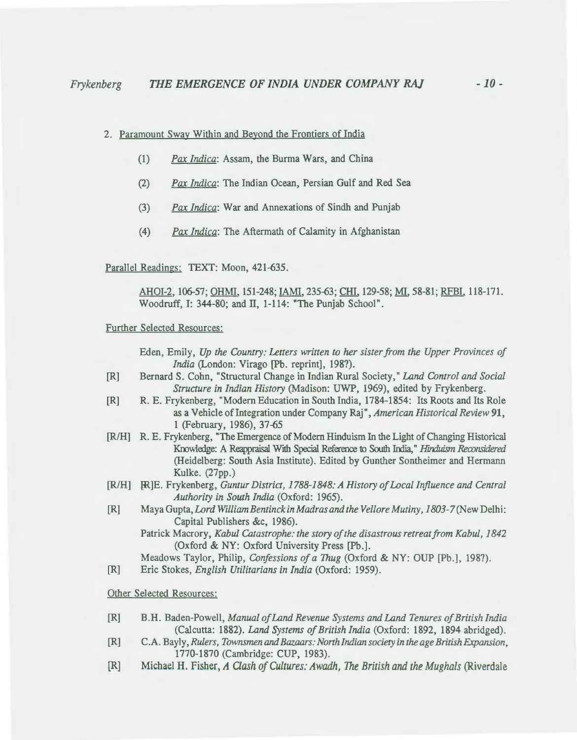2. Paramount Sway Within and Beyond the Frontiers of India

   (1) *Pax Indica*: Assam, the Burma Wars, and China

   (2) *Pax Indica*: The Indian Ocean, Persian Gulf and Red Sea

   (3) *Pax Indica*: War and Annexations of Sindh and Punjab

   (4) *Pax Indica*: The Aftermath of Calamity in Afghanistan

Parallel Readings: TEXT: Moon, 421-635.

AHOI-2, 106-57; OHMI, 151-248; IAMI, 235-63; CHI, 129-58; MI, 58-81; RFBI, 118-171. Woodruff, I: 344-80; and II, 1-114: "The Punjab School".

Further Selected Resources:

Eden, Emily, *Up the Country: Letters written to her sister from the Upper Provinces of India* (London: Virago [Pb. reprint], 198?).

[R] Bernard S. Cohn, "Structural Change in Indian Rural Society," *Land Control and Social Structure in Indian History* (Madison: UWP, 1969), edited by Frykenberg.

[R] R. E. Frykenberg, "Modern Education in South India, 1784-1854: Its Roots and Its Role as a Vehicle of Integration under Company Raj", *American Historical Review* **91**, 1 (February, 1986), 37-65

[R/H] R. E. Frykenberg, "The Emergence of Modern Hinduism In the Light of Changing Historical Knowledge: A Reappraisal With Special Reference to South India," *Hinduism Reconsidered* (Heidelberg: South Asia Institute). Edited by Gunther Sontheimer and Hermann Kulke. (27pp.)

[R/H] R.E. Frykenberg, *Guntur District, 1788-1848: A History of Local Influence and Central Authority in South India* (Oxford: 1965).

[R] Maya Gupta, *Lord William Bentinck in Madras and the Vellore Mutiny, 1803-7* (New Delhi: Capital Publishers &c, 1986).

Patrick Macrory, *Kabul Catastrophe: the story of the disastrous retreat from Kabul, 1842* (Oxford & NY: Oxford University Press [Pb.].

Meadows Taylor, Philip, *Confessions of a Thug* (Oxford & NY: OUP [Pb.], 198?).

[R] Eric Stokes, *English Utilitarians in India* (Oxford: 1959).

Other Selected Resources:

[R] B.H. Baden-Powell, *Manual of Land Revenue Systems and Land Tenures of British India* (Calcutta: 1882). *Land Systems of British India* (Oxford: 1892, 1894 abridged).

[R] C.A. Bayly, *Rulers, Townsmen and Bazaars: North Indian society in the age British Expansion*, 1770-1870 (Cambridge: CUP, 1983).

[R] Michael H. Fisher, *A Clash of Cultures: Awadh, The British and the Mughals* (Riverdale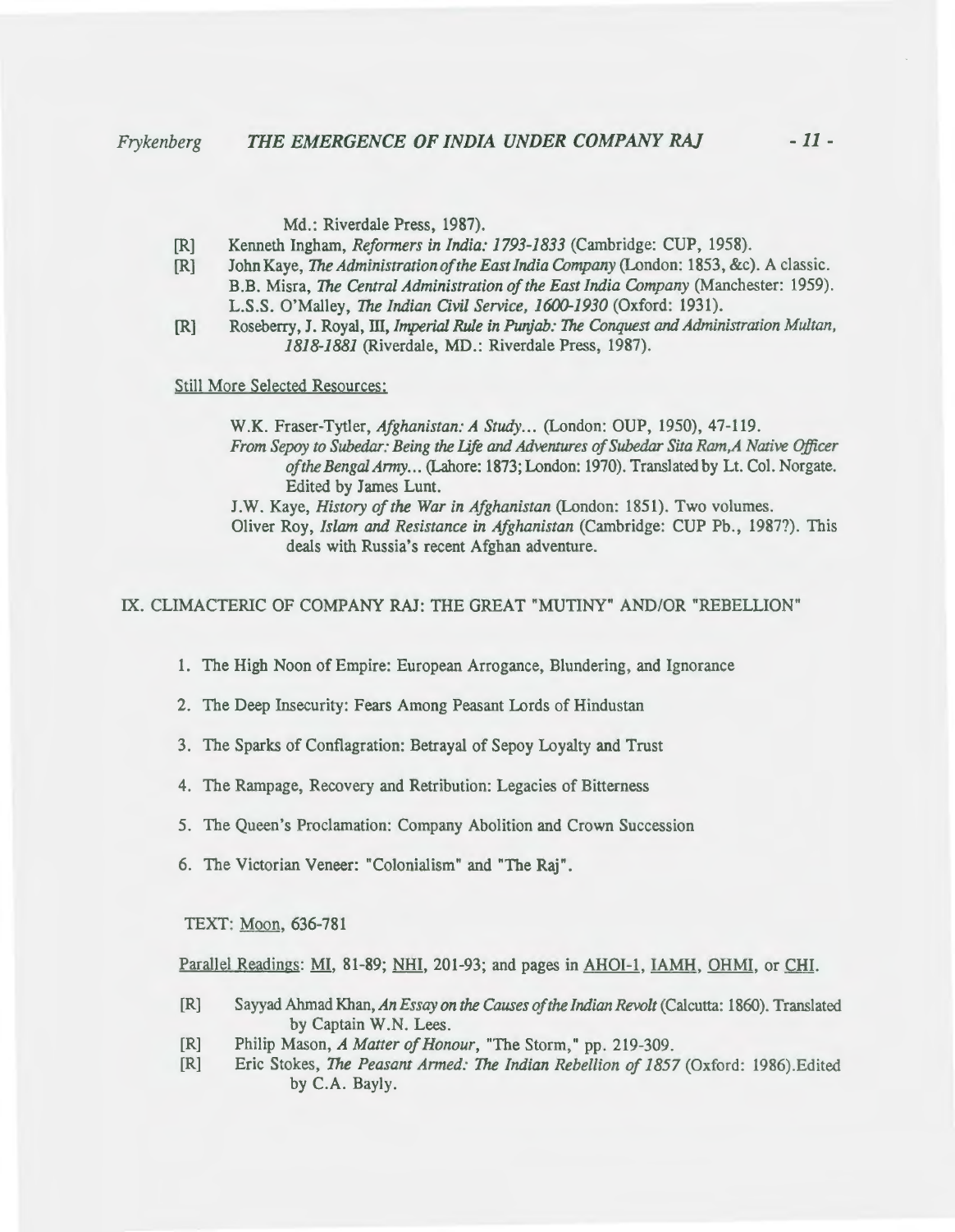Md.: Riverdale Press, 1987).

[R] Kenneth Ingham, *Reformers in India: 1793-1833* (Cambridge: CUP, 1958).

[R] John Kaye, *The Administration of the East India Company* (London: 1853, &c). A classic.
B.B. Misra, *The Central Administration of the East India Company* (Manchester: 1959).
L.S.S. O'Malley, *The Indian Civil Service, 1600-1930* (Oxford: 1931).

[R] Roseberry, J. Royal, III, *Imperial Rule in Punjab: The Conquest and Administration Multan, 1818-1881* (Riverdale, MD.: Riverdale Press, 1987).

Still More Selected Resources:

W.K. Fraser-Tytler, *Afghanistan: A Study...* (London: OUP, 1950), 47-119.
*From Sepoy to Subedar: Being the Life and Adventures of Subedar Sita Ram,A Native Officer of the Bengal Army...* (Lahore: 1873; London: 1970). Translated by Lt. Col. Norgate. Edited by James Lunt.
J.W. Kaye, *History of the War in Afghanistan* (London: 1851). Two volumes.
Oliver Roy, *Islam and Resistance in Afghanistan* (Cambridge: CUP Pb., 1987?). This deals with Russia's recent Afghan adventure.

## IX. CLIMACTERIC OF COMPANY RAJ: THE GREAT "MUTINY" AND/OR "REBELLION"

1. The High Noon of Empire: European Arrogance, Blundering, and Ignorance
2. The Deep Insecurity: Fears Among Peasant Lords of Hindustan
3. The Sparks of Conflagration: Betrayal of Sepoy Loyalty and Trust
4. The Rampage, Recovery and Retribution: Legacies of Bitterness
5. The Queen's Proclamation: Company Abolition and Crown Succession
6. The Victorian Veneer: "Colonialism" and "The Raj".

TEXT: Moon, 636-781

Parallel Readings: MI, 81-89; NHI, 201-93; and pages in AHOI-1, IAMH, OHMI, or CHI.

[R] Sayyad Ahmad Khan, *An Essay on the Causes of the Indian Revolt* (Calcutta: 1860). Translated by Captain W.N. Lees.

[R] Philip Mason, *A Matter of Honour*, "The Storm," pp. 219-309.

[R] Eric Stokes, *The Peasant Armed: The Indian Rebellion of 1857* (Oxford: 1986).Edited by C.A. Bayly.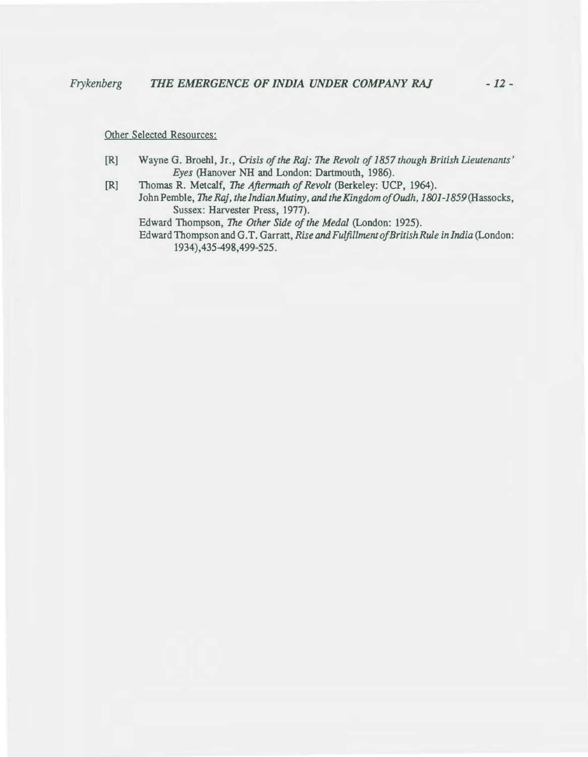<u>Other Selected Resources:</u>

[R] Wayne G. Broehl, Jr., *Crisis of the Raj: The Revolt of 1857 though British Lieutenants' Eyes* (Hanover NH and London: Dartmouth, 1986).

[R] Thomas R. Metcalf, *The Aftermath of Revolt* (Berkeley: UCP, 1964).

John Pemble, *The Raj, the Indian Mutiny, and the Kingdom of Oudh, 1801-1859* (Hassocks, Sussex: Harvester Press, 1977).

Edward Thompson, *The Other Side of the Medal* (London: 1925).

Edward Thompson and G.T. Garratt, *Rise and Fulfillment of British Rule in India* (London: 1934), 435-498, 499-525.